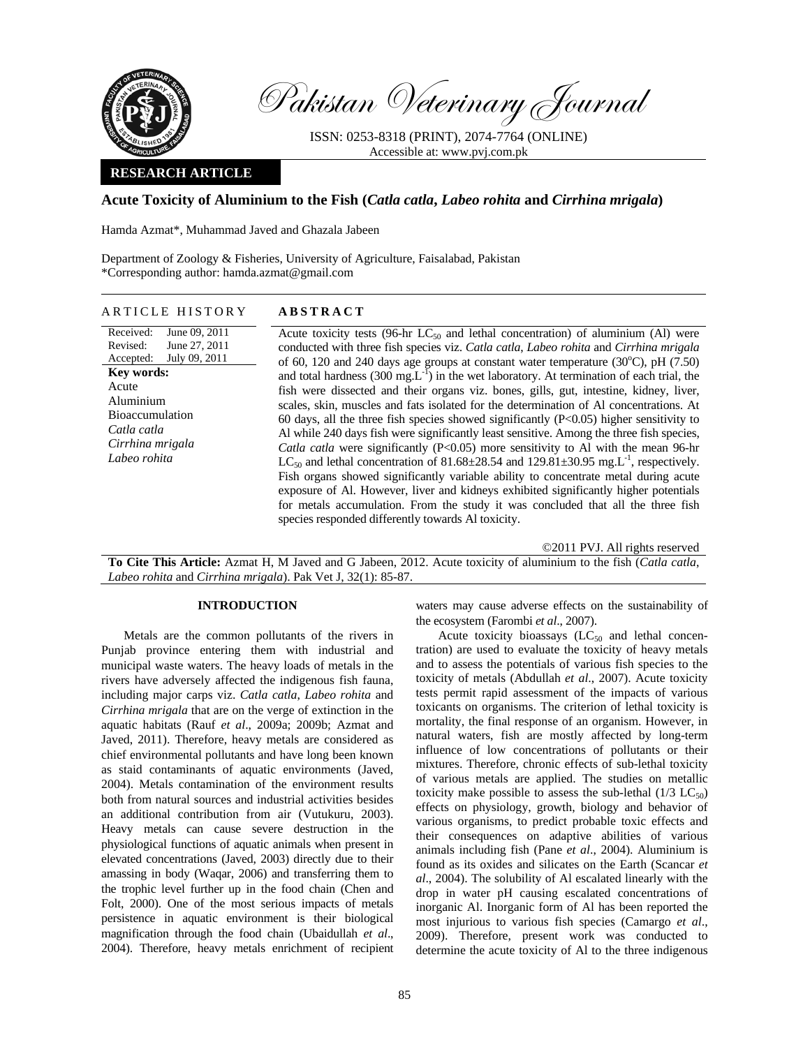**RESEARCH ARTICLE**

# Acute Toxicity of Aluminium to the Fish (*Catla catla*, *Labeo rohita* and *Cirrhina mrigala*)

Hamda Azmat*, Muhammad Javed and Ghazala Jabeen

Department of Zoology & Fisheries, University of Agriculture, Faisalabad, Pakistan
*Corresponding author: hamda.azmat@gmail.com

## ARTICLE HISTORY

Received: June 09, 2011
Revised: June 27, 2011
Accepted: July 09, 2011

**Key words:**
Acute
Aluminium
Bioaccumulation
*Catla catla*
*Cirrhina mrigala*
*Labeo rohita*

## ABSTRACT

Acute toxicity tests (96-hr $LC_{50}$ and lethal concentration) of aluminium (Al) were conducted with three fish species viz. *Catla catla*, *Labeo rohita* and *Cirrhina mrigala* of 60, 120 and 240 days age groups at constant water temperature (30°C), pH (7.50) and total hardness (300 $mg.L^{-1}$) in the wet laboratory. At termination of each trial, the fish were dissected and their organs viz. bones, gills, gut, intestine, kidney, liver, scales, skin, muscles and fats isolated for the determination of Al concentrations. At 60 days, all the three fish species showed significantly ($P<0.05$) higher sensitivity to Al while 240 days fish were significantly least sensitive. Among the three fish species, *Catla catla* were significantly ($P<0.05$) more sensitivity to Al with the mean 96-hr $LC_{50}$ and lethal concentration of 81.68±28.54 and 129.81±30.95 $mg.L^{-1}$, respectively. Fish organs showed significantly variable ability to concentrate metal during acute exposure of Al. However, liver and kidneys exhibited significantly higher potentials for metals accumulation. From the study it was concluded that all the three fish species responded differently towards Al toxicity.

©2011 PVJ. All rights reserved

**To Cite This Article:** Azmat H, M Javed and G Jabeen, 2012. Acute toxicity of aluminium to the fish (*Catla catla*, *Labeo rohita* and *Cirrhina mrigala*). Pak Vet J, 32(1): 85-87.

## INTRODUCTION

Metals are the common pollutants of the rivers in Punjab province entering them with industrial and municipal waste waters. The heavy loads of metals in the rivers have adversely affected the indigenous fish fauna, including major carps viz. *Catla catla*, *Labeo rohita* and *Cirrhina mrigala* that are on the verge of extinction in the aquatic habitats (Rauf *et al*., 2009a; 2009b; Azmat and Javed, 2011). Therefore, heavy metals are considered as chief environmental pollutants and have long been known as staid contaminants of aquatic environments (Javed, 2004). Metals contamination of the environment results both from natural sources and industrial activities besides an additional contribution from air (Vutukuru, 2003). Heavy metals can cause severe destruction in the physiological functions of aquatic animals when present in elevated concentrations (Javed, 2003) directly due to their amassing in body (Waqar, 2006) and transferring them to the trophic level further up in the food chain (Chen and Folt, 2000). One of the most serious impacts of metals persistence in aquatic environment is their biological magnification through the food chain (Ubaidullah *et al*., 2004). Therefore, heavy metals enrichment of recipient waters may cause adverse effects on the sustainability of the ecosystem (Farombi *et al*., 2007).

Acute toxicity bioassays ($LC_{50}$ and lethal concentration) are used to evaluate the toxicity of heavy metals and to assess the potentials of various fish species to the toxicity of metals (Abdullah *et al*., 2007). Acute toxicity tests permit rapid assessment of the impacts of various toxicants on organisms. The criterion of lethal toxicity is mortality, the final response of an organism. However, in natural waters, fish are mostly affected by long-term influence of low concentrations of pollutants or their mixtures. Therefore, chronic effects of sub-lethal toxicity of various metals are applied. The studies on metallic toxicity make possible to assess the sub-lethal (1/3 $LC_{50}$) effects on physiology, growth, biology and behavior of various organisms, to predict probable toxic effects and their consequences on adaptive abilities of various animals including fish (Pane *et al*., 2004). Aluminium is found as its oxides and silicates on the Earth (Scancar *et al*., 2004). The solubility of Al escalated linearly with the drop in water pH causing escalated concentrations of inorganic Al. Inorganic form of Al has been reported the most injurious to various fish species (Camargo *et al*., 2009). Therefore, present work was conducted to determine the acute toxicity of Al to the three indigenous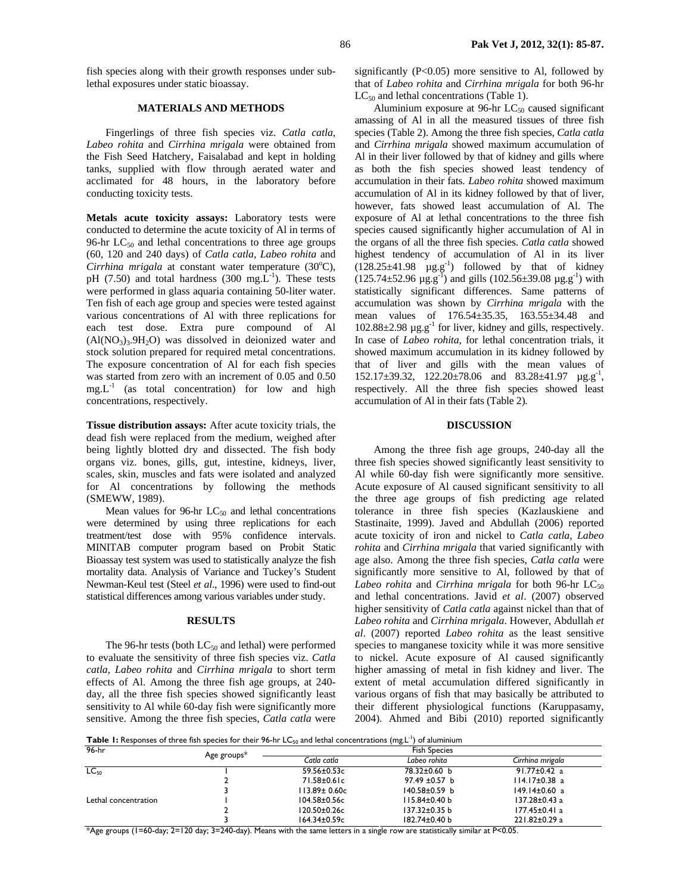fish species along with their growth responses under sub-lethal exposures under static bioassay.

## MATERIALS AND METHODS

Fingerlings of three fish species viz. *Catla catla*, *Labeo rohita* and *Cirrhina mrigala* were obtained from the Fish Seed Hatchery, Faisalabad and kept in holding tanks, supplied with flow through aerated water and acclimated for 48 hours, in the laboratory before conducting toxicity tests.

**Metals acute toxicity assays:** Laboratory tests were conducted to determine the acute toxicity of Al in terms of 96-hr $LC_{50}$ and lethal concentrations to three age groups (60, 120 and 240 days) of *Catla catla*, *Labeo rohita* and *Cirrhina mrigala* at constant water temperature (30°C), pH (7.50) and total hardness (300 $mg.L^{-1}$). These tests were performed in glass aquaria containing 50-liter water. Ten fish of each age group and species were tested against various concentrations of Al with three replications for each test dose. Extra pure compound of Al ($Al(NO_3)_3.9H_2O$) was dissolved in deionized water and stock solution prepared for required metal concentrations. The exposure concentration of Al for each fish species was started from zero with an increment of 0.05 and 0.50 $mg.L^{-1}$ (as total concentration) for low and high concentrations, respectively.

**Tissue distribution assays:** After acute toxicity trials, the dead fish were replaced from the medium, weighed after being lightly blotted dry and dissected. The fish body organs viz. bones, gills, gut, intestine, kidneys, liver, scales, skin, muscles and fats were isolated and analyzed for Al concentrations by following the methods (SMEWW, 1989).

Mean values for 96-hr $LC_{50}$ and lethal concentrations were determined by using three replications for each treatment/test dose with 95% confidence intervals. MINITAB computer program based on Probit Static Bioassay test system was used to statistically analyze the fish mortality data. Analysis of Variance and Tuckey's Student Newman-Keul test (Steel *et al*., 1996) were used to find-out statistical differences among various variables under study.

## RESULTS

The 96-hr tests (both $LC_{50}$ and lethal) were performed to evaluate the sensitivity of three fish species viz. *Catla catla*, *Labeo rohita* and *Cirrhina mrigala* to short term effects of Al. Among the three fish age groups, at 240-day, all the three fish species showed significantly least sensitivity to Al while 60-day fish were significantly more sensitive. Among the three fish species, *Catla catla* were significantly ($P<0.05$) more sensitive to Al, followed by that of *Labeo rohita* and *Cirrhina mrigala* for both 96-hr $LC_{50}$ and lethal concentrations (Table 1).

Aluminium exposure at 96-hr $LC_{50}$ caused significant amassing of Al in all the measured tissues of three fish species (Table 2). Among the three fish species, *Catla catla* and *Cirrhina mrigala* showed maximum accumulation of Al in their liver followed by that of kidney and gills where as both the fish species showed least tendency of accumulation in their fats. *Labeo rohita* showed maximum accumulation of Al in its kidney followed by that of liver, however, fats showed least accumulation of Al. The exposure of Al at lethal concentrations to the three fish species caused significantly higher accumulation of Al in the organs of all the three fish species. *Catla catla* showed highest tendency of accumulation of Al in its liver (128.25±41.98 $\mu g.g^{-1}$) followed by that of kidney (125.74±52.96 $\mu g.g^{-1}$) and gills (102.56±39.08 $\mu g.g^{-1}$) with statistically significant differences. Same patterns of accumulation was shown by *Cirrhina mrigala* with the mean values of 176.54±35.35, 163.55±34.48 and 102.88±2.98 $\mu g.g^{-1}$ for liver, kidney and gills, respectively. In case of *Labeo rohita*, for lethal concentration trials, it showed maximum accumulation in its kidney followed by that of liver and gills with the mean values of 152.17±39.32, 122.20±78.06 and 83.28±41.97 $\mu g.g^{-1}$, respectively. All the three fish species showed least accumulation of Al in their fats (Table 2).

## DISCUSSION

Among the three fish age groups, 240-day all the three fish species showed significantly least sensitivity to Al while 60-day fish were significantly more sensitive. Acute exposure of Al caused significant sensitivity to all the three age groups of fish predicting age related tolerance in three fish species (Kazlauskiene and Stastinaite, 1999). Javed and Abdullah (2006) reported acute toxicity of iron and nickel to *Catla catla*, *Labeo rohita* and *Cirrhina mrigala* that varied significantly with age also. Among the three fish species, *Catla catla* were significantly more sensitive to Al, followed by that of *Labeo rohita* and *Cirrhina mrigala* for both 96-hr $LC_{50}$ and lethal concentrations. Javid *et al*. (2007) observed higher sensitivity of *Catla catla* against nickel than that of *Labeo rohita* and *Cirrhina mrigala*. However, Abdullah *et al*. (2007) reported *Labeo rohita* as the least sensitive species to manganese toxicity while it was more sensitive to nickel. Acute exposure of Al caused significantly higher amassing of metal in fish kidney and liver. The extent of metal accumulation differed significantly in various organs of fish that may basically be attributed to their different physiological functions (Karuppasamy, 2004). Ahmed and Bibi (2010) reported significantly

**Table 1:** Responses of three fish species for their 96-hr $LC_{50}$ and lethal concentrations ($mg.L^{-1}$) of aluminium

| 96-hr | Age groups* | Fish Species | | |
|---|---|---|---|---|
| | | *Catla catla* | *Labeo rohita* | *Cirrhina mrigala* |
| $LC_{50}$ | 1 | 59.56±0.53c | 78.32±0.60 b | 91.77±0.42 a |
| | 2 | 71.58±0.61c | 97.49 ±0.57 b | 114.17±0.38 a |
| | 3 | 113.89± 0.60c | 140.58±0.59 b | 149.14±0.60 a |
| Lethal concentration | 1 | 104.58±0.56c | 115.84±0.40 b | 137.28±0.43 a |
| | 2 | 120.50±0.26c | 137.32±0.35 b | 177.45±0.41 a |
| | 3 | 164.34±0.59c | 182.74±0.40 b | 221.82±0.29 a |

*Age groups (1=60-day; 2=120 day; 3=240-day). Means with the same letters in a single row are statistically similar at $P<0.05$.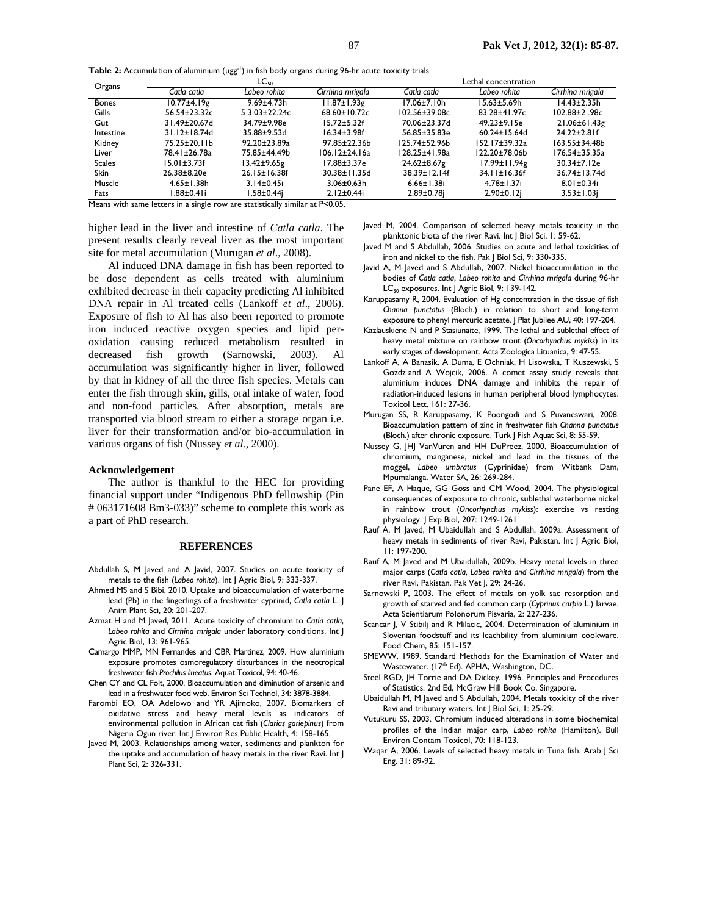**Table 2:** Accumulation of aluminium ($\mu gg^{-1}$) in fish body organs during 96-hr acute toxicity trials

| Organs | $LC_{50}$ | | | Lethal concentration | | |
|---|---|---|---|---|---|---|
| | *Catla catla* | *Labeo rohita* | *Cirrhina mrigala* | *Catla catla* | *Labeo rohita* | *Cirrhina mrigala* |
| Bones | 10.77±4.19g | 9.69±4.73h | 11.87±1.93g | 17.06±7.10h | 15.63±5.69h | 14.43±2.35h |
| Gills | 56.54±23.32c | 5 3.03±22.24c | 68.60±10.72c | 102.56±39.08c | 83.28±41.97c | 102.88±2 .98c |
| Gut | 31.49±20.67d | 34.79±9.98e | 15.72±5.32f | 70.06±23.37d | 49.23±9.15e | 21.06±61.43g |
| Intestine | 31.12±18.74d | 35.88±9.53d | 16.34±3.98f | 56.85±35.83e | 60.24±15.64d | 24.22±2.81f |
| Kidney | 75.25±20.11b | 92.20±23.89a | 97.85±22.36b | 125.74±52.96b | 152.17±39.32a | 163.55±34.48b |
| Liver | 78.41±26.78a | 75.85±44.49b | 106.12±24.16a | 128.25±41.98a | 122.20±78.06b | 176.54±35.35a |
| Scales | 15.01±3.73f | 13.42±9.65g | 17.88±3.37e | 24.62±8.67g | 17.99±11.94g | 30.34±7.12e |
| Skin | 26.38±8.20e | 26.15±16.38f | 30.38±11.35d | 38.39±12.14f | 34.11±16.36f | 36.74±13.74d |
| Muscle | 4.65±1.38h | 3.14±0.45i | 3.06±0.63h | 6.66±1.38i | 4.78±1.37i | 8.01±0.34i |
| Fats | 1.88±0.41i | 1.58±0.44j | 2.12±0.44i | 2.89±0.78j | 2.90±0.12j | 3.53±1.03j |

Means with same letters in a single row are statistically similar at P<0.05.

higher lead in the liver and intestine of *Catla catla*. The present results clearly reveal liver as the most important site for metal accumulation (Murugan *et al*., 2008).

Al induced DNA damage in fish has been reported to be dose dependent as cells treated with aluminium exhibited decrease in their capacity predicting Al inhibited DNA repair in Al treated cells (Lankoff *et al*., 2006). Exposure of fish to Al has also been reported to promote iron induced reactive oxygen species and lipid peroxidation causing reduced metabolism resulted in decreased fish growth (Sarnowski, 2003). Al accumulation was significantly higher in liver, followed by that in kidney of all the three fish species. Metals can enter the fish through skin, gills, oral intake of water, food and non-food particles. After absorption, metals are transported via blood stream to either a storage organ i.e. liver for their transformation and/or bio-accumulation in various organs of fish (Nussey *et al*., 2000).

### Acknowledgement

The author is thankful to the HEC for providing financial support under "Indigenous PhD fellowship (Pin # 063171608 Bm3-033)" scheme to complete this work as a part of PhD research.

## REFERENCES

Abdullah S, M Javed and A Javid, 2007. Studies on acute toxicity of metals to the fish (*Labeo rohita*). Int J Agric Biol, 9: 333-337.

Ahmed MS and S Bibi, 2010. Uptake and bioaccumulation of waterborne lead (Pb) in the fingerlings of a freshwater cyprinid, *Catla catla* L. J Anim Plant Sci, 20: 201-207.

Azmat H and M Javed, 2011. Acute toxicity of chromium to *Catla catla*, *Labeo rohita* and *Cirrhina mrigala* under laboratory conditions. Int J Agric Biol, 13: 961-965.

Camargo MMP, MN Fernandes and CBR Martinez, 2009. How aluminium exposure promotes osmoregulatory disturbances in the neotropical freshwater fish *Prochilus lineatus*. Aquat Toxicol, 94: 40-46.

Chen CY and CL Folt, 2000. Bioaccumulation and diminution of arsenic and lead in a freshwater food web. Environ Sci Technol, 34: 3878-3884.

Farombi EO, OA Adelowo and YR Ajimoko, 2007. Biomarkers of oxidative stress and heavy metal levels as indicators of environmental pollution in African cat fish (*Clarias gariepinus*) from Nigeria Ogun river. Int J Environ Res Public Health, 4: 158-165.

Javed M, 2003. Relationships among water, sediments and plankton for the uptake and accumulation of heavy metals in the river Ravi. Int J Plant Sci, 2: 326-331.

Javed M, 2004. Comparison of selected heavy metals toxicity in the planktonic biota of the river Ravi. Int J Biol Sci, 1: 59-62.

Javed M and S Abdullah, 2006. Studies on acute and lethal toxicities of iron and nickel to the fish. Pak J Biol Sci, 9: 330-335.

Javid A, M Javed and S Abdullah, 2007. Nickel bioaccumulation in the bodies of *Catla catla*, *Labeo rohita* and *Cirrhina mrigala* during 96-hr $LC_{50}$ exposures. Int J Agric Biol, 9: 139-142.

Karuppasamy R, 2004. Evaluation of Hg concentration in the tissue of fish *Channa punctatus* (Bloch.) in relation to short and long-term exposure to phenyl mercuric acetate. J Plat Jubilee AU, 40: 197-204.

Kazlauskiene N and P Stasiunaite, 1999. The lethal and sublethal effect of heavy metal mixture on rainbow trout (*Oncorhynchus mykiss*) in its early stages of development. Acta Zoologica Lituanica, 9: 47-55.

Lankoff A, A Banasik, A Duma, E Ochniak, H Lisowska, T Kuszewski, S Gozdz and A Wojcik, 2006. A comet assay study reveals that aluminium induces DNA damage and inhibits the repair of radiation-induced lesions in human peripheral blood lymphocytes. Toxicol Lett, 161: 27-36.

Murugan SS, R Karuppasamy, K Poongodi and S Puvaneswari, 2008. Bioaccumulation pattern of zinc in freshwater fish *Channa punctatus* (Bloch.) after chronic exposure. Turk J Fish Aquat Sci, 8: 55-59.

Nussey G, JHJ VanVuren and HH DuPreez, 2000. Bioaccumulation of chromium, manganese, nickel and lead in the tissues of the moggel, *Labeo umbratus* (Cyprinidae) from Witbank Dam, Mpumalanga. Water SA, 26: 269-284.

Pane EF, A Haque, GG Goss and CM Wood, 2004. The physiological consequences of exposure to chronic, sublethal waterborne nickel in rainbow trout (*Oncorhynchus mykiss*): exercise vs resting physiology. J Exp Biol, 207: 1249-1261.

Rauf A, M Javed, M Ubaidullah and S Abdullah, 2009a. Assessment of heavy metals in sediments of river Ravi, Pakistan. Int J Agric Biol, 11: 197-200.

Rauf A, M Javed and M Ubaidullah, 2009b. Heavy metal levels in three major carps (*Catla catla, Labeo rohita and Cirrhina mrigala*) from the river Ravi, Pakistan. Pak Vet J, 29: 24-26.

Sarnowski P, 2003. The effect of metals on yolk sac resorption and growth of starved and fed common carp (*Cyprinus carpio* L.) larvae. Acta Scientiarum Polonorum Pisvaria, 2: 227-236.

Scancar J, V Stibilj and R Milacic, 2004. Determination of aluminium in Slovenian foodstuff and its leachbility from aluminium cookware. Food Chem, 85: 151-157.

SMEWW, 1989. Standard Methods for the Examination of Water and Wastewater. (17th Ed). APHA, Washington, DC.

Steel RGD, JH Torrie and DA Dickey, 1996. Principles and Procedures of Statistics. 2nd Ed, McGraw Hill Book Co, Singapore.

Ubaidullah M, M Javed and S Abdullah, 2004. Metals toxicity of the river Ravi and tributary waters. Int J Biol Sci, 1: 25-29.

Vutukuru SS, 2003. Chromium induced alterations in some biochemical profiles of the Indian major carp, *Labeo rohita* (Hamilton). Bull Environ Contam Toxicol, 70: 118-123.

Waqar A, 2006. Levels of selected heavy metals in Tuna fish. Arab J Sci Eng, 31: 89-92.